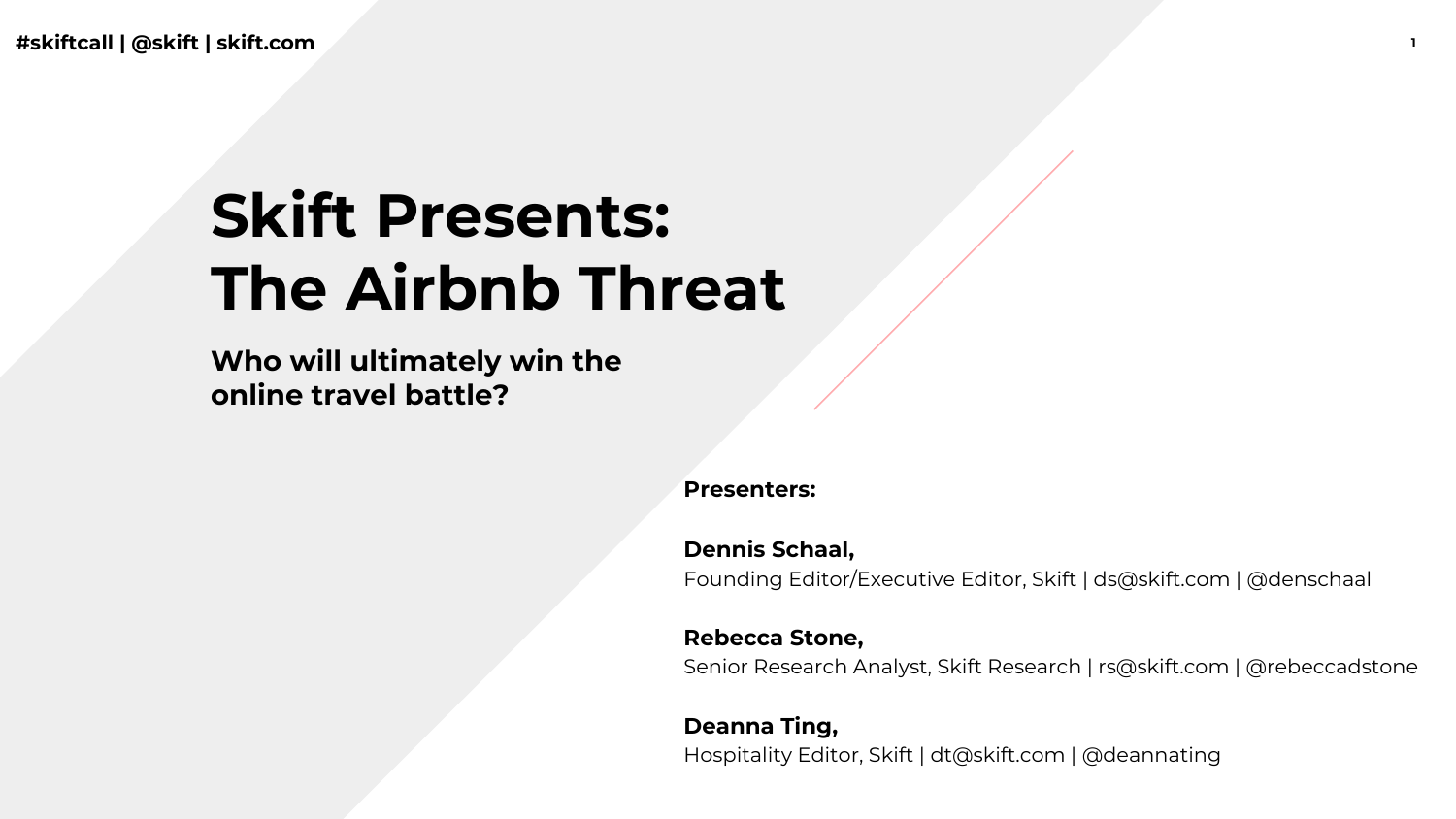# Skift Presents: The Airbnb Threat

## Who will ultimately win the online travel battle?

**Presenters:**

**Dennis Schaal,**
Founding Editor/Executive Editor, Skift | ds@skift.com | @denschaal

**Rebecca Stone,**
Senior Research Analyst, Skift Research | rs@skift.com | @rebeccadstone

**Deanna Ting,**
Hospitality Editor, Skift | dt@skift.com | @deannating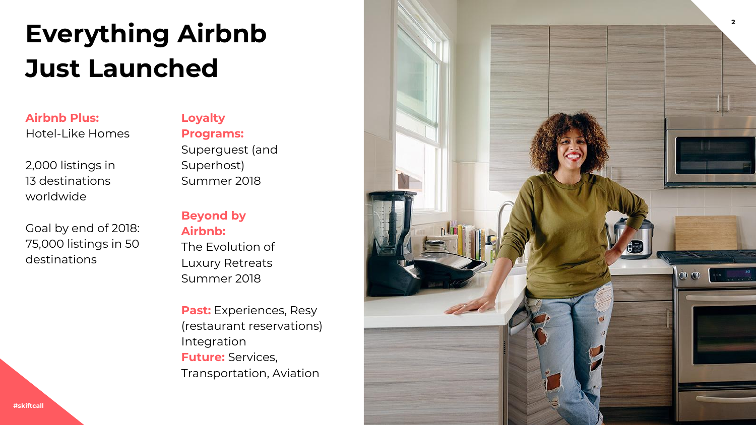# Everything Airbnb Just Launched

**Airbnb Plus:** Hotel-Like Homes

2,000 listings in 13 destinations worldwide

Goal by end of 2018: 75,000 listings in 50 destinations

**Loyalty Programs:** Superguest (and Superhost) Summer 2018

**Beyond by Airbnb:** The Evolution of Luxury Retreats Summer 2018

**Past:** Experiences, Resy (restaurant reservations) Integration
**Future:** Services, Transportation, Aviation

#skiftcall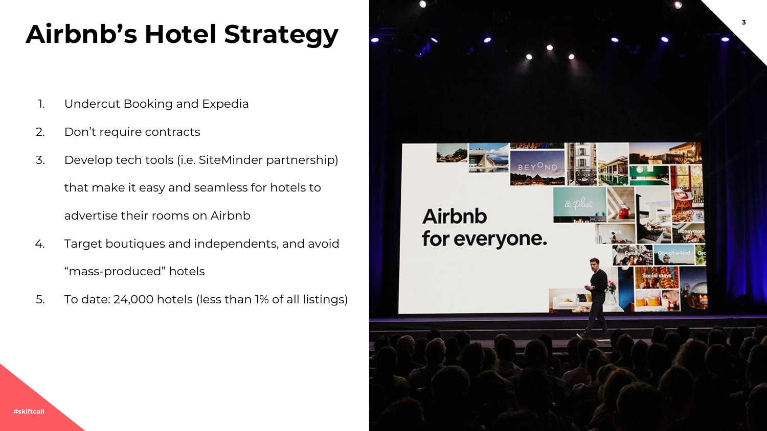# Airbnb’s Hotel Strategy

1. Undercut Booking and Expedia
2. Don’t require contracts
3. Develop tech tools (i.e. SiteMinder partnership) that make it easy and seamless for hotels to advertise their rooms on Airbnb
4. Target boutiques and independents, and avoid “mass-produced” hotels
5. To date: 24,000 hotels (less than 1% of all listings)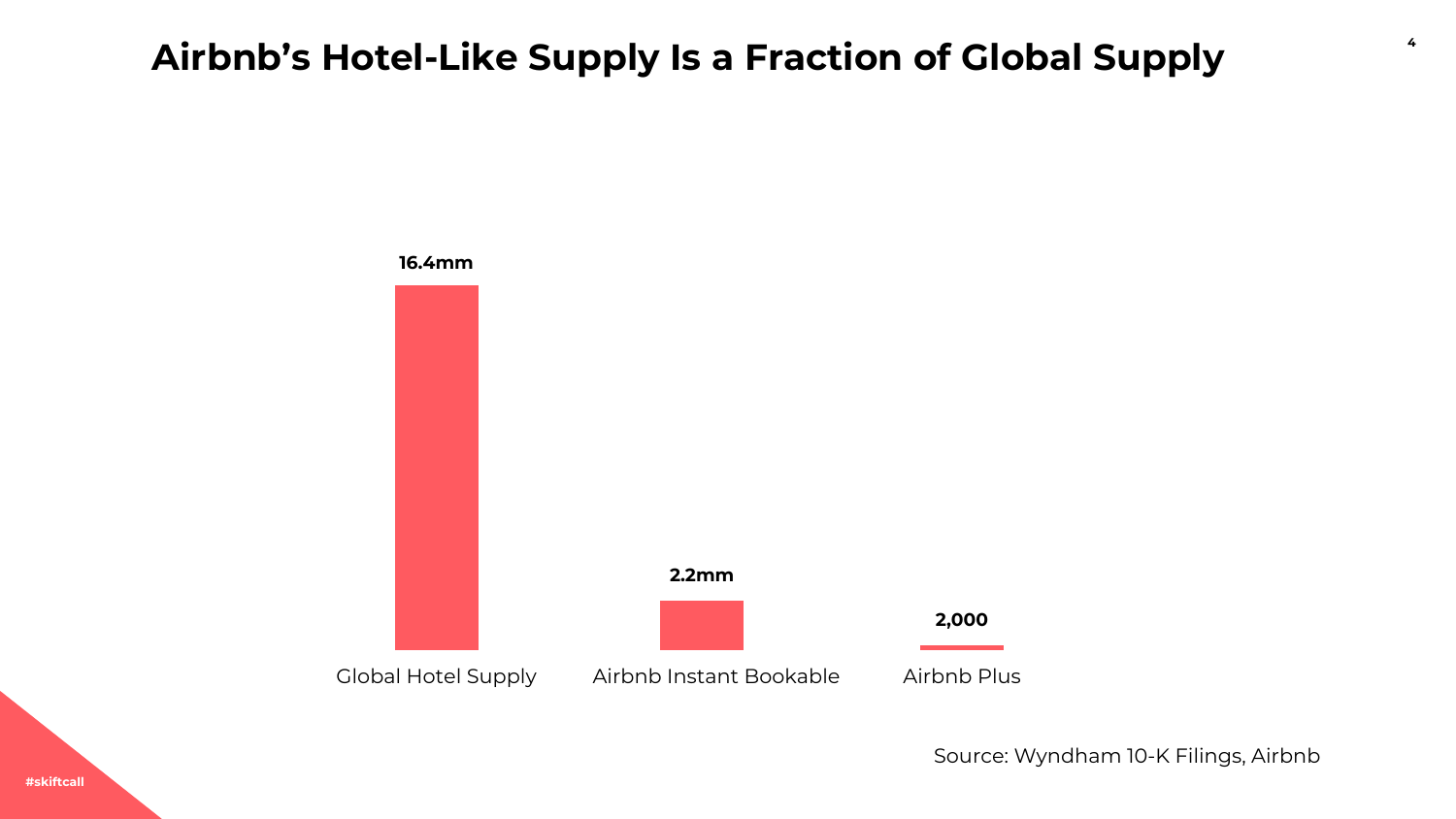# Airbnb's Hotel-Like Supply Is a Fraction of Global Supply

| Category | Supply |
| --- | --- |
| Global Hotel Supply | 16.4mm |
| Airbnb Instant Bookable | 2.2mm |
| Airbnb Plus | 2,000 |

Source: Wyndham 10-K Filings, Airbnb

#skiftcall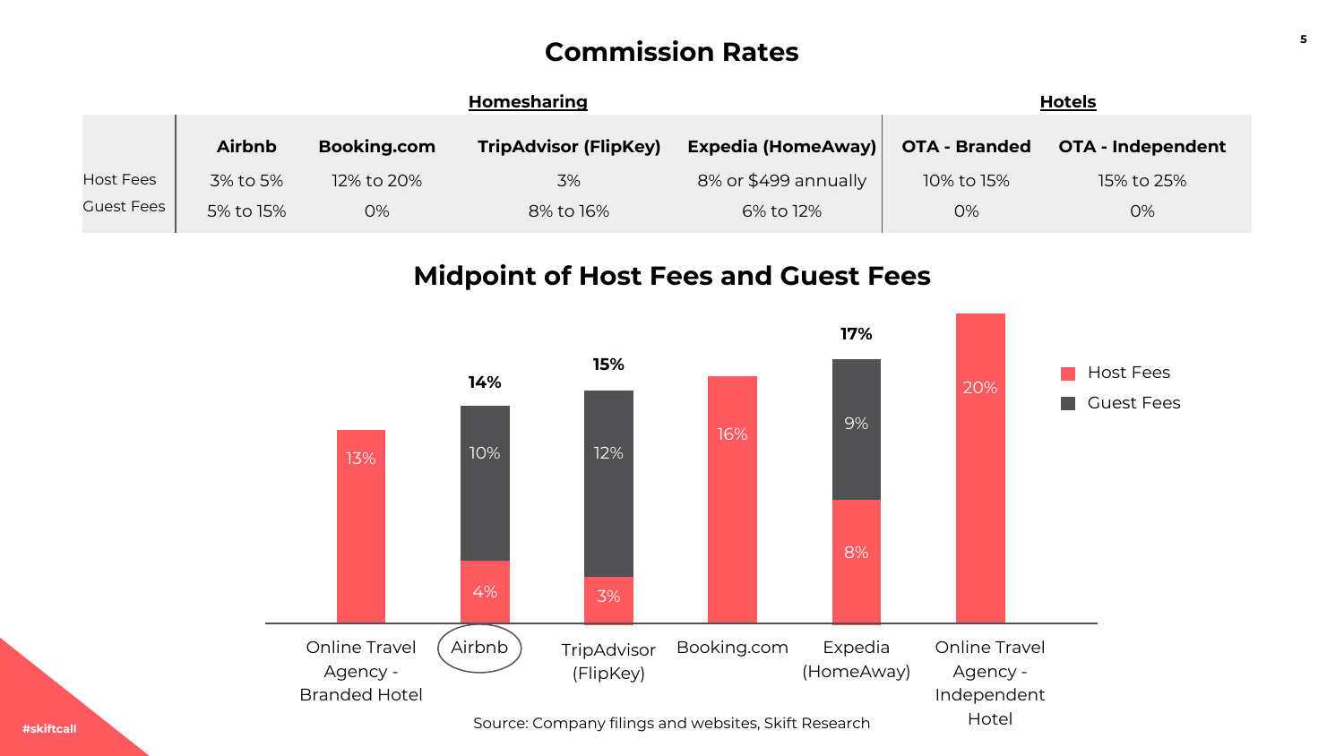# Commission Rates

| | Homesharing | | | | Hotels | |
|---|---|---|---|---|---|---|
| | **Airbnb** | **Booking.com** | **TripAdvisor (FlipKey)** | **Expedia (HomeAway)** | **OTA - Branded** | **OTA - Independent** |
| Host Fees | 3% to 5% | 12% to 20% | 3% | 8% or $499 annually | 10% to 15% | 15% to 25% |
| Guest Fees | 5% to 15% | 0% | 8% to 16% | 6% to 12% | 0% | 0% |

## Midpoint of Host Fees and Guest Fees

| | Host Fees | Guest Fees | Total |
|---|---|---|---|
| Online Travel Agency - Branded Hotel | 13% | | |
| Airbnb | 4% | 10% | 14% |
| TripAdvisor (FlipKey) | 3% | 12% | 15% |
| Booking.com | 16% | | |
| Expedia (HomeAway) | 8% | 9% | 17% |
| Online Travel Agency - Independent Hotel | 20% | | |

Source: Company filings and websites, Skift Research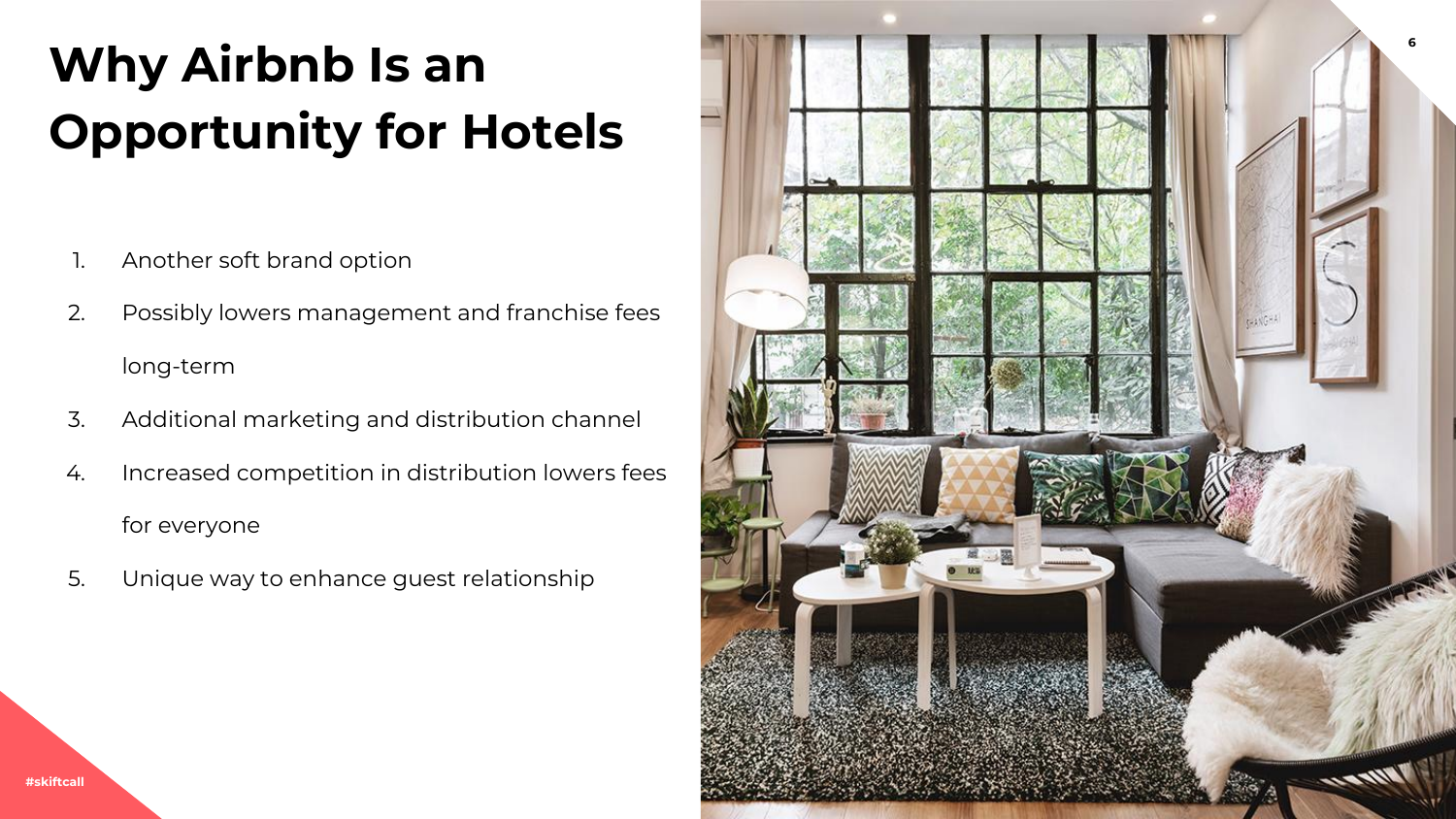# Why Airbnb Is an Opportunity for Hotels

1. Another soft brand option
2. Possibly lowers management and franchise fees long-term
3. Additional marketing and distribution channel
4. Increased competition in distribution lowers fees for everyone
5. Unique way to enhance guest relationship

#skiftcall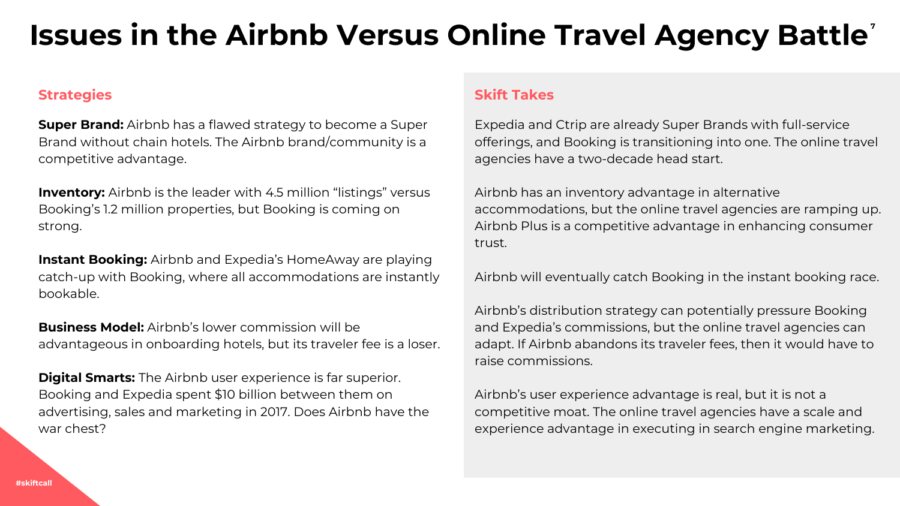# Issues in the Airbnb Versus Online Travel Agency Battle[7]

## Strategies

**Super Brand:** Airbnb has a flawed strategy to become a Super Brand without chain hotels. The Airbnb brand/community is a competitive advantage.

**Inventory:** Airbnb is the leader with 4.5 million "listings" versus Booking's 1.2 million properties, but Booking is coming on strong.

**Instant Booking:** Airbnb and Expedia's HomeAway are playing catch-up with Booking, where all accommodations are instantly bookable.

**Business Model:** Airbnb's lower commission will be advantageous in onboarding hotels, but its traveler fee is a loser.

**Digital Smarts:** The Airbnb user experience is far superior. Booking and Expedia spent $10 billion between them on advertising, sales and marketing in 2017. Does Airbnb have the war chest?

## Skift Takes

Expedia and Ctrip are already Super Brands with full-service offerings, and Booking is transitioning into one. The online travel agencies have a two-decade head start.

Airbnb has an inventory advantage in alternative accommodations, but the online travel agencies are ramping up. Airbnb Plus is a competitive advantage in enhancing consumer trust.

Airbnb will eventually catch Booking in the instant booking race.

Airbnb's distribution strategy can potentially pressure Booking and Expedia's commissions, but the online travel agencies can adapt. If Airbnb abandons its traveler fees, then it would have to raise commissions.

Airbnb's user experience advantage is real, but it is not a competitive moat. The online travel agencies have a scale and experience advantage in executing in search engine marketing.

#skiftcall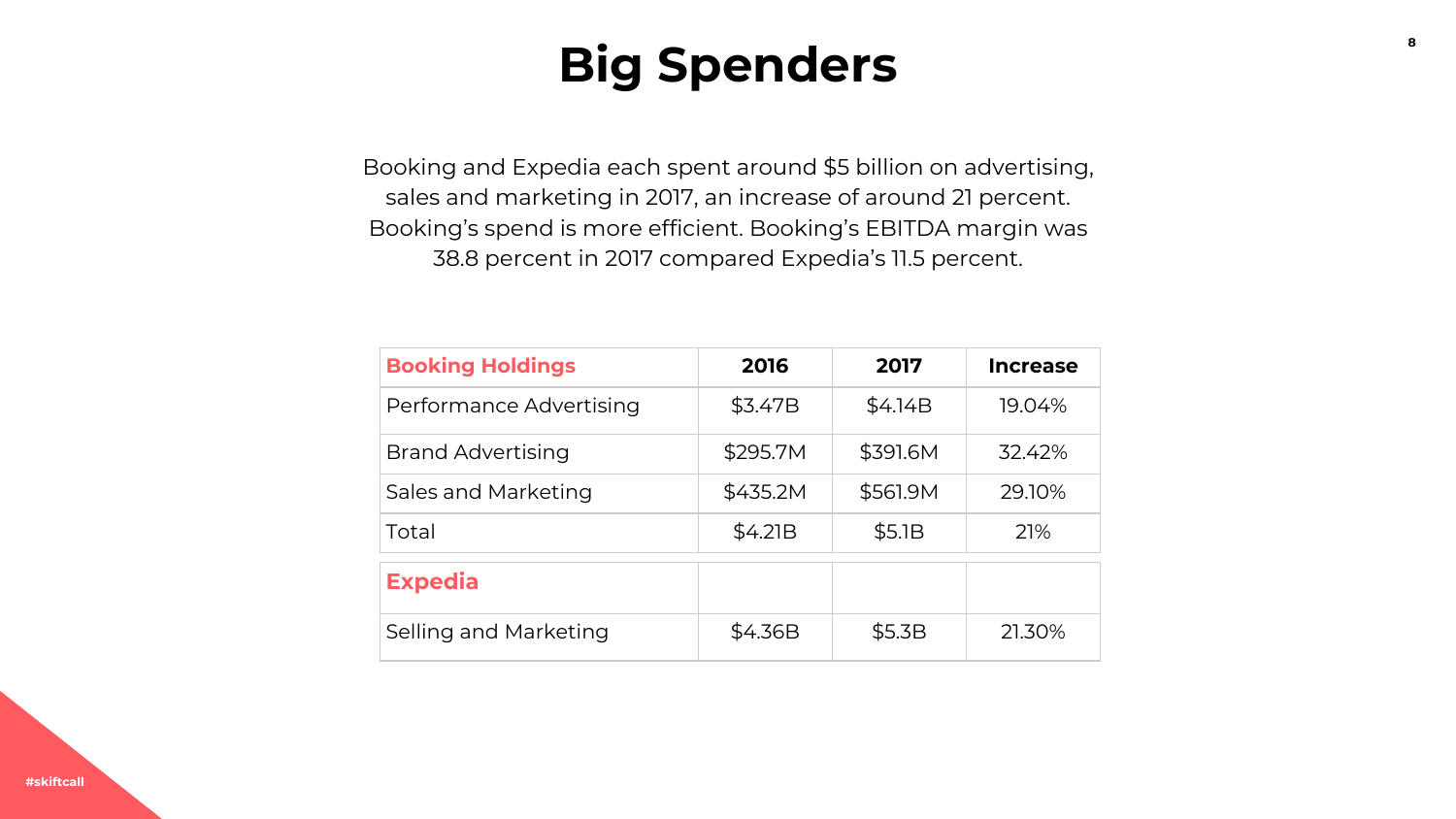# Big Spenders

Booking and Expedia each spent around $5 billion on advertising, sales and marketing in 2017, an increase of around 21 percent. Booking's spend is more efficient. Booking's EBITDA margin was 38.8 percent in 2017 compared Expedia's 11.5 percent.

| Booking Holdings | 2016 | 2017 | Increase |
| --- | --- | --- | --- |
| Performance Advertising | $3.47B | $4.14B | 19.04% |
| Brand Advertising | $295.7M | $391.6M | 32.42% |
| Sales and Marketing | $435.2M | $561.9M | 29.10% |
| Total | $4.21B | $5.1B | 21% |
| **Expedia** | | | |
| Selling and Marketing | $4.36B | $5.3B | 21.30% |

#skiftcall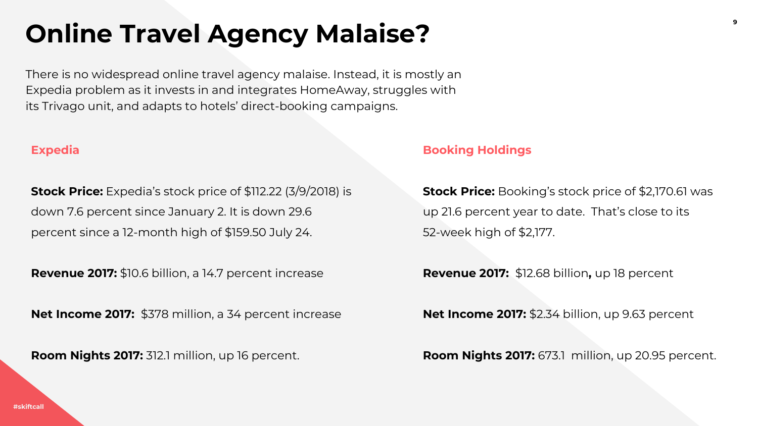# Online Travel Agency Malaise?

There is no widespread online travel agency malaise. Instead, it is mostly an Expedia problem as it invests in and integrates HomeAway, struggles with its Trivago unit, and adapts to hotels' direct-booking campaigns.

## Expedia

**Stock Price:** Expedia's stock price of $112.22 (3/9/2018) is down 7.6 percent since January 2. It is down 29.6 percent since a 12-month high of $159.50 July 24.

**Revenue 2017:** $10.6 billion, a 14.7 percent increase

**Net Income 2017:** $378 million, a 34 percent increase

**Room Nights 2017:** 312.1 million, up 16 percent.

## Booking Holdings

**Stock Price:** Booking's stock price of $2,170.61 was up 21.6 percent year to date. That's close to its 52-week high of $2,177.

**Revenue 2017:** $12.68 billion**,** up 18 percent

**Net Income 2017:** $2.34 billion, up 9.63 percent

**Room Nights 2017:** 673.1 million, up 20.95 percent.

#skiftcall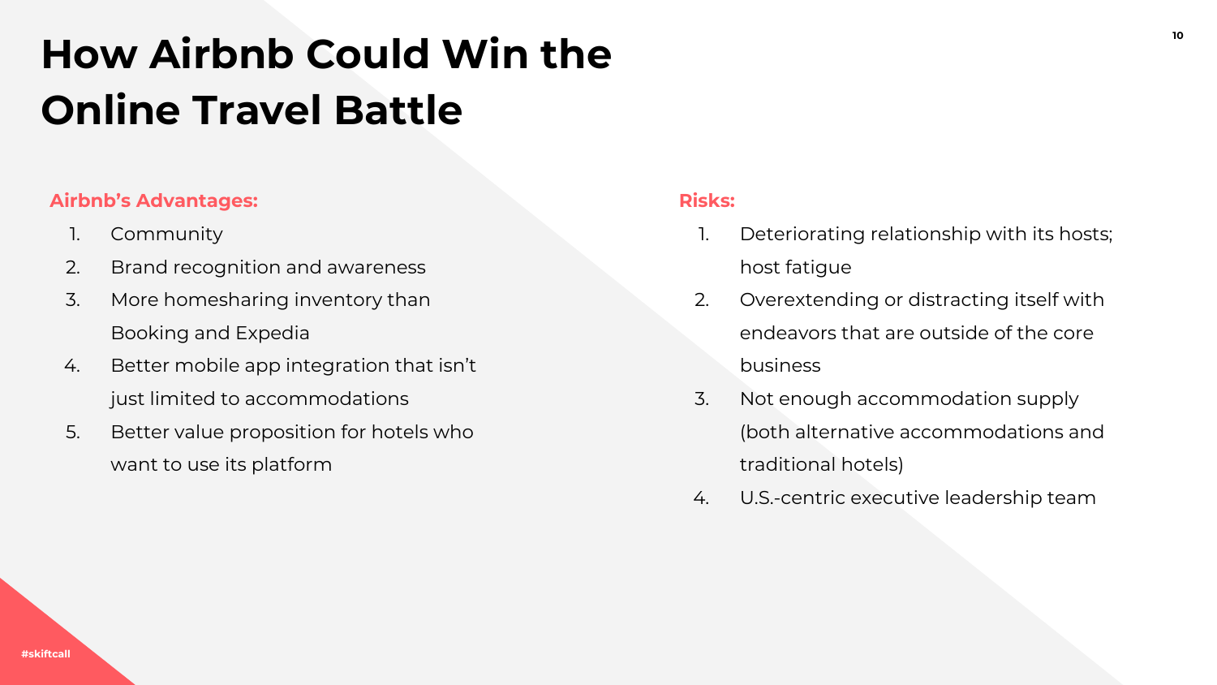# How Airbnb Could Win the Online Travel Battle

**Airbnb's Advantages:**

1. Community
2. Brand recognition and awareness
3. More homesharing inventory than Booking and Expedia
4. Better mobile app integration that isn't just limited to accommodations
5. Better value proposition for hotels who want to use its platform

**Risks:**

1. Deteriorating relationship with its hosts; host fatigue
2. Overextending or distracting itself with endeavors that are outside of the core business
3. Not enough accommodation supply (both alternative accommodations and traditional hotels)
4. U.S.-centric executive leadership team

#skiftcall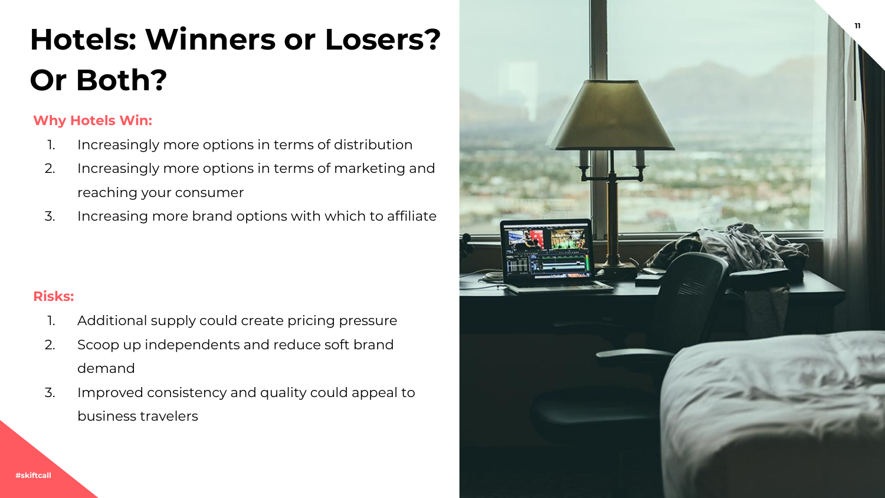# Hotels: Winners or Losers? Or Both?

**Why Hotels Win:**

1. Increasingly more options in terms of distribution
2. Increasingly more options in terms of marketing and reaching your consumer
3. Increasing more brand options with which to affiliate

**Risks:**

1. Additional supply could create pricing pressure
2. Scoop up independents and reduce soft brand demand
3. Improved consistency and quality could appeal to business travelers

#skiftcall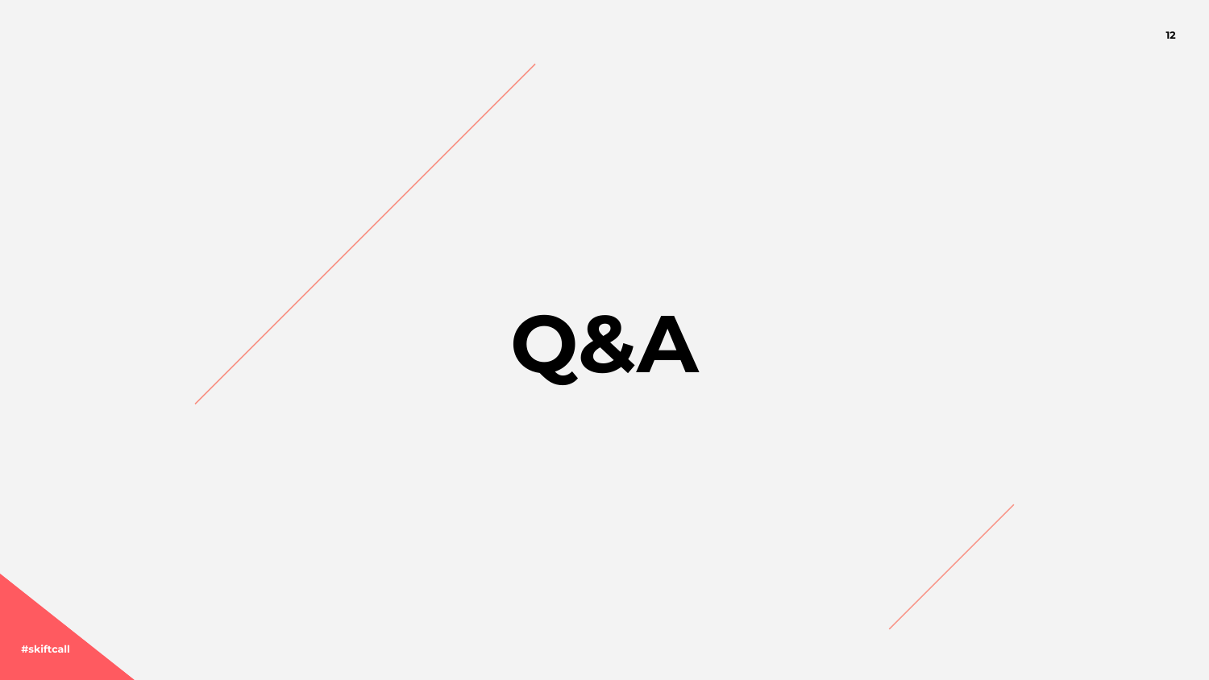# Q&A

#skiftcall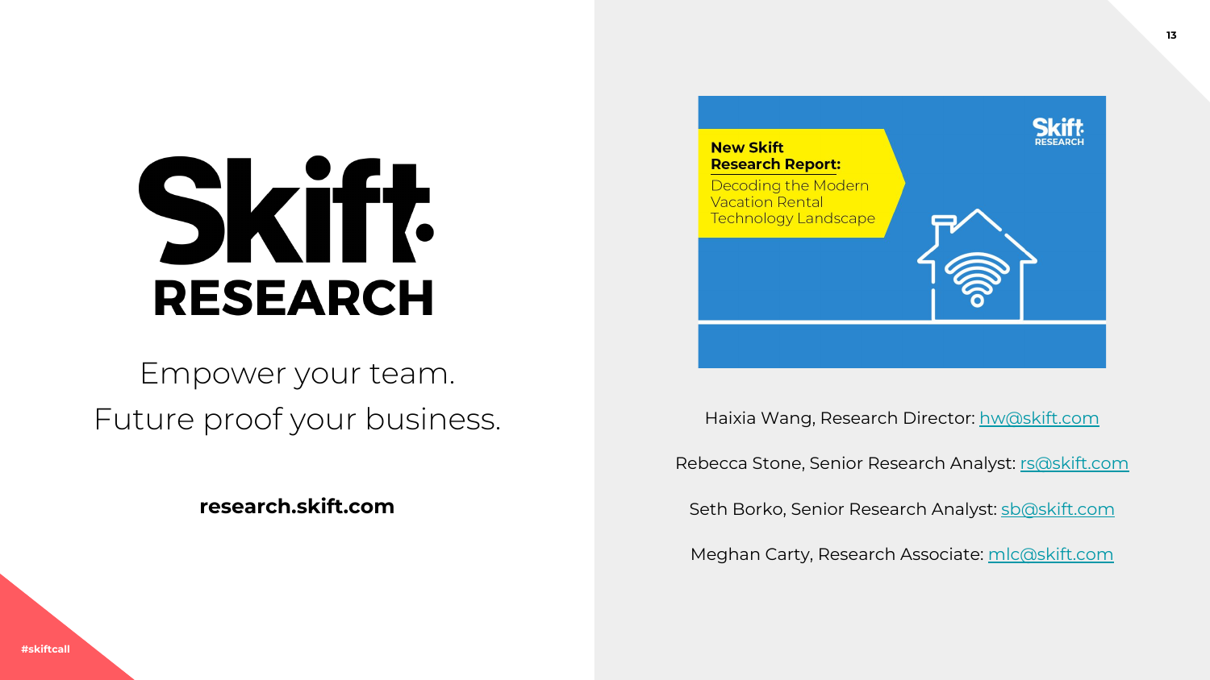# Skift RESEARCH

Empower your team.
Future proof your business.

**research.skift.com**

**New Skift Research Report:**
Decoding the Modern Vacation Rental Technology Landscape

Haixia Wang, Research Director: hw@skift.com

Rebecca Stone, Senior Research Analyst: rs@skift.com

Seth Borko, Senior Research Analyst: sb@skift.com

Meghan Carty, Research Associate: mlc@skift.com

#skiftcall